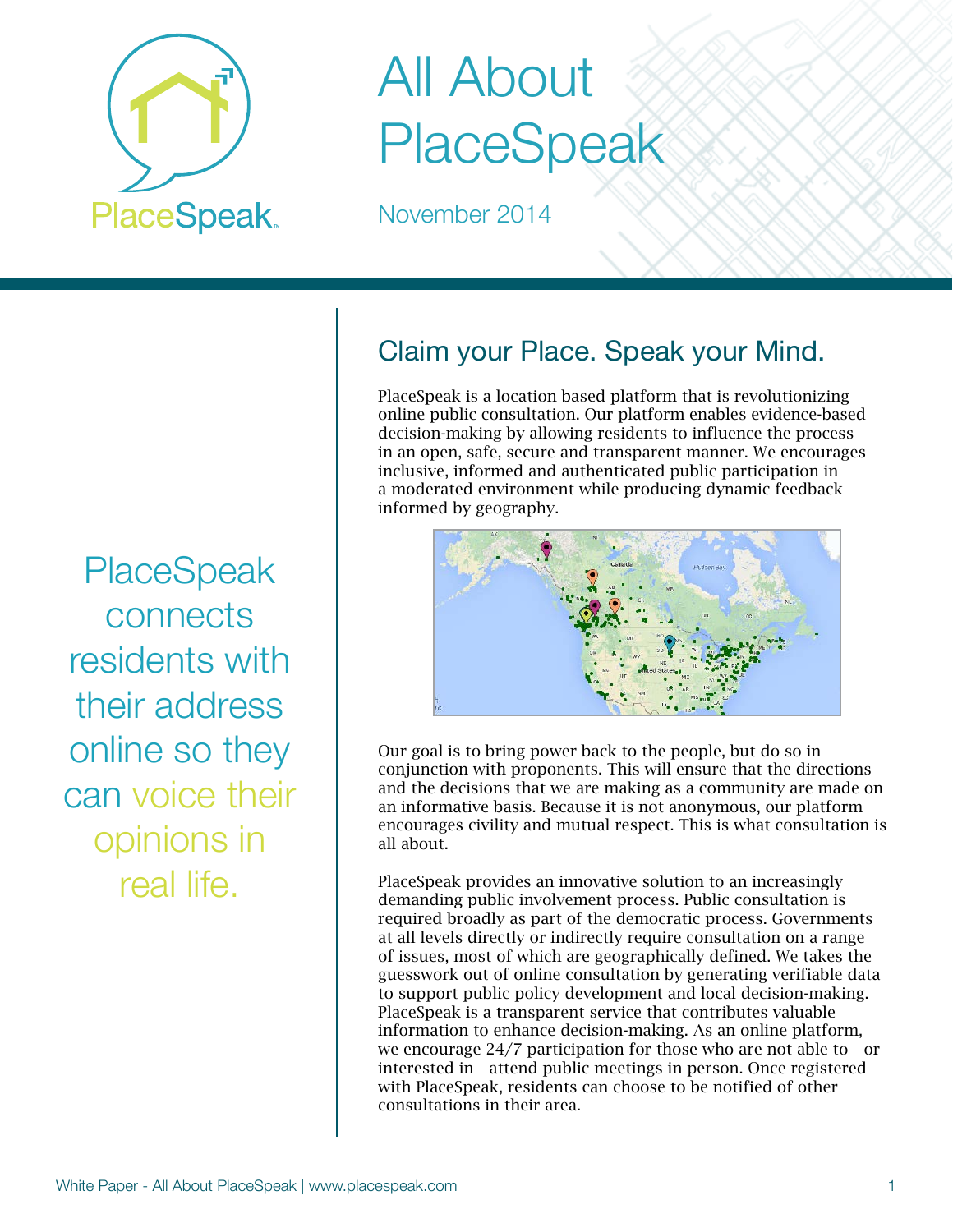# All About PlaceSpeak

November 2014

PlaceSpeak connects residents with their address online so they can voice their opinions in real life.

## Claim your Place. Speak your Mind.

PlaceSpeak is a location based platform that is revolutionizing online public consultation. Our platform enables evidence-based decision-making by allowing residents to influence the process in an open, safe, secure and transparent manner. We encourages inclusive, informed and authenticated public participation in a moderated environment while producing dynamic feedback informed by geography.

Our goal is to bring power back to the people, but do so in conjunction with proponents. This will ensure that the directions and the decisions that we are making as a community are made on an informative basis. Because it is not anonymous, our platform encourages civility and mutual respect. This is what consultation is all about.

PlaceSpeak provides an innovative solution to an increasingly demanding public involvement process. Public consultation is required broadly as part of the democratic process. Governments at all levels directly or indirectly require consultation on a range of issues, most of which are geographically defined. We takes the guesswork out of online consultation by generating verifiable data to support public policy development and local decision-making. PlaceSpeak is a transparent service that contributes valuable information to enhance decision-making. As an online platform, we encourage 24/7 participation for those who are not able to—or interested in—attend public meetings in person. Once registered with PlaceSpeak, residents can choose to be notified of other consultations in their area.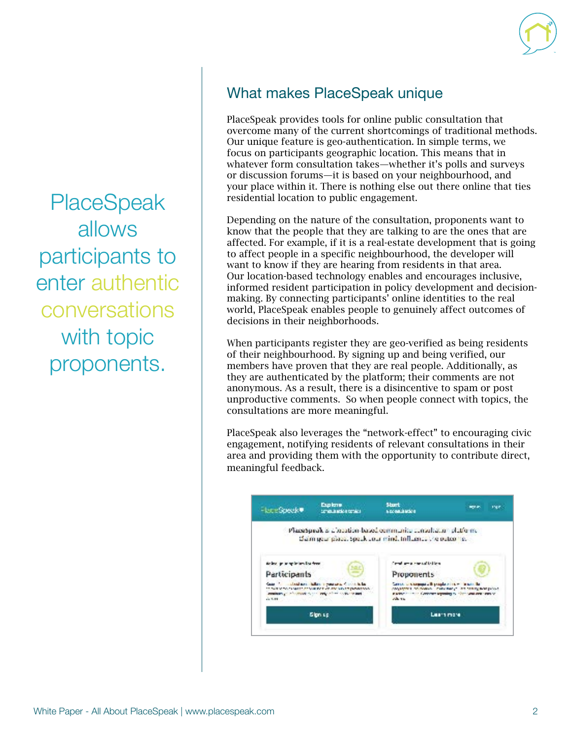PlaceSpeak allows participants to enter authentic conversations with topic proponents.

## What makes PlaceSpeak unique

PlaceSpeak provides tools for online public consultation that overcome many of the current shortcomings of traditional methods. Our unique feature is geo-authentication. In simple terms, we focus on participants geographic location. This means that in whatever form consultation takes—whether it's polls and surveys or discussion forums—it is based on your neighbourhood, and your place within it. There is nothing else out there online that ties residential location to public engagement.

Depending on the nature of the consultation, proponents want to know that the people that they are talking to are the ones that are affected. For example, if it is a real-estate development that is going to affect people in a specific neighbourhood, the developer will want to know if they are hearing from residents in that area. Our location-based technology enables and encourages inclusive, informed resident participation in policy development and decision-making. By connecting participants' online identities to the real world, PlaceSpeak enables people to genuinely affect outcomes of decisions in their neighborhoods.

When participants register they are geo-verified as being residents of their neighbourhood. By signing up and being verified, our members have proven that they are real people. Additionally, as they are authenticated by the platform; their comments are not anonymous. As a result, there is a disincentive to spam or post unproductive comments. So when people connect with topics, the consultations are more meaningful.

PlaceSpeak also leverages the "network-effect" to encouraging civic engagement, notifying residents of relevant consultations in their area and providing them with the opportunity to contribute direct, meaningful feedback.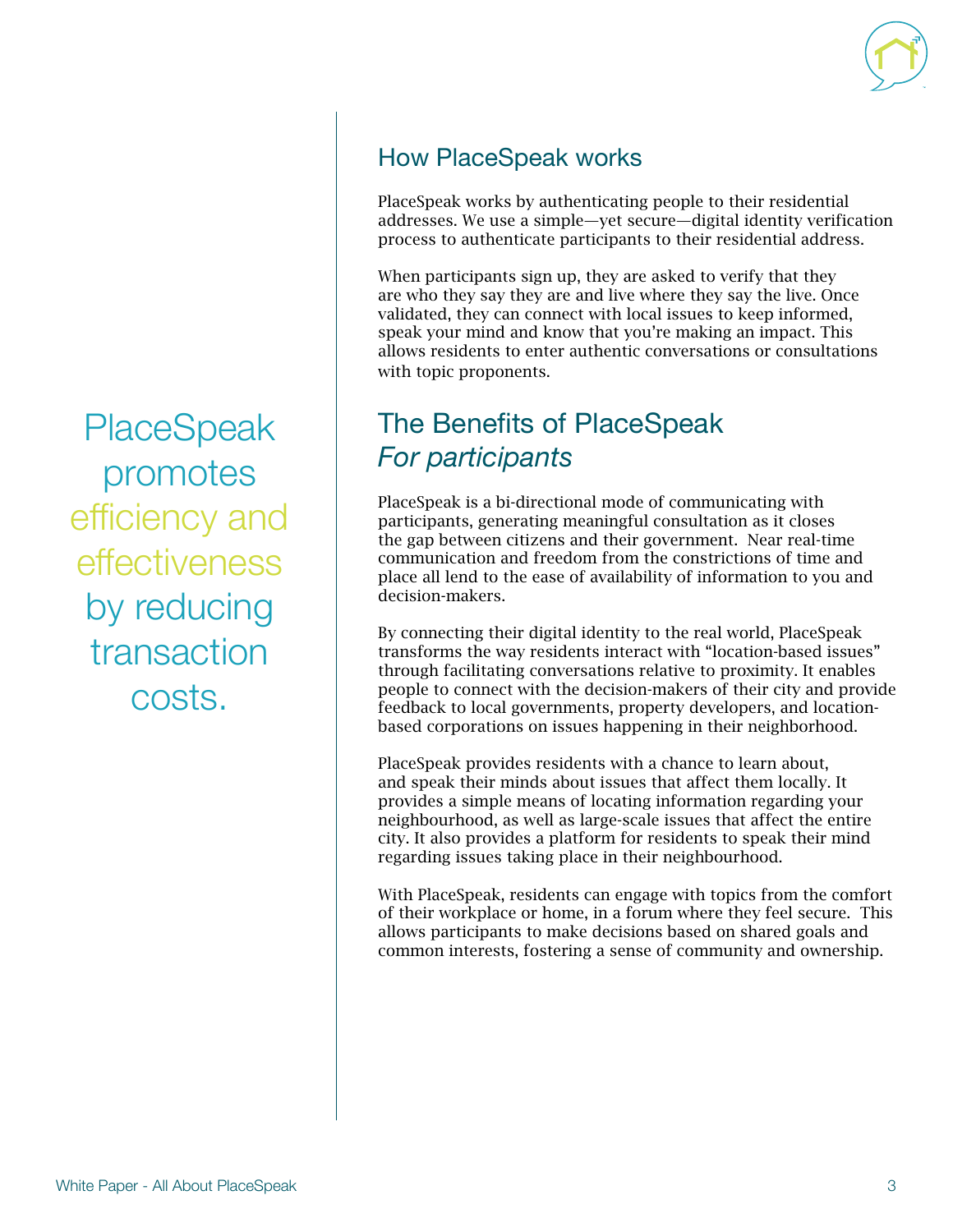PlaceSpeak promotes efficiency and effectiveness by reducing transaction costs.

## How PlaceSpeak works

PlaceSpeak works by authenticating people to their residential addresses. We use a simple—yet secure—digital identity verification process to authenticate participants to their residential address.

When participants sign up, they are asked to verify that they are who they say they are and live where they say the live. Once validated, they can connect with local issues to keep informed, speak your mind and know that you're making an impact. This allows residents to enter authentic conversations or consultations with topic proponents.

## The Benefits of PlaceSpeak *For participants*

PlaceSpeak is a bi-directional mode of communicating with participants, generating meaningful consultation as it closes the gap between citizens and their government. Near real-time communication and freedom from the constrictions of time and place all lend to the ease of availability of information to you and decision-makers.

By connecting their digital identity to the real world, PlaceSpeak transforms the way residents interact with "location-based issues" through facilitating conversations relative to proximity. It enables people to connect with the decision-makers of their city and provide feedback to local governments, property developers, and location-based corporations on issues happening in their neighborhood.

PlaceSpeak provides residents with a chance to learn about, and speak their minds about issues that affect them locally. It provides a simple means of locating information regarding your neighbourhood, as well as large-scale issues that affect the entire city. It also provides a platform for residents to speak their mind regarding issues taking place in their neighbourhood.

With PlaceSpeak, residents can engage with topics from the comfort of their workplace or home, in a forum where they feel secure. This allows participants to make decisions based on shared goals and common interests, fostering a sense of community and ownership.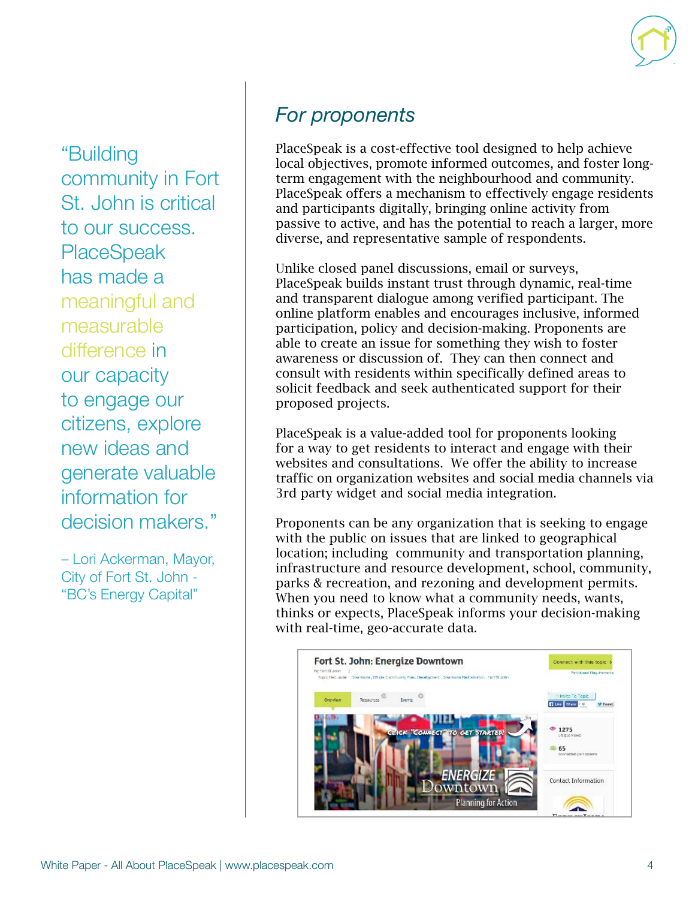> "Building community in Fort St. John is critical to our success. PlaceSpeak has made a meaningful and measurable difference in our capacity to engage our citizens, explore new ideas and generate valuable information for decision makers."
>
> – Lori Ackerman, Mayor, City of Fort St. John - "BC's Energy Capital"

## *For proponents*

PlaceSpeak is a cost-effective tool designed to help achieve local objectives, promote informed outcomes, and foster long-term engagement with the neighbourhood and community. PlaceSpeak offers a mechanism to effectively engage residents and participants digitally, bringing online activity from passive to active, and has the potential to reach a larger, more diverse, and representative sample of respondents.

Unlike closed panel discussions, email or surveys, PlaceSpeak builds instant trust through dynamic, real-time and transparent dialogue among verified participant. The online platform enables and encourages inclusive, informed participation, policy and decision-making. Proponents are able to create an issue for something they wish to foster awareness or discussion of. They can then connect and consult with residents within specifically defined areas to solicit feedback and seek authenticated support for their proposed projects.

PlaceSpeak is a value-added tool for proponents looking for a way to get residents to interact and engage with their websites and consultations. We offer the ability to increase traffic on organization websites and social media channels via 3rd party widget and social media integration.

Proponents can be any organization that is seeking to engage with the public on issues that are linked to geographical location; including community and transportation planning, infrastructure and resource development, school, community, parks & recreation, and rezoning and development permits. When you need to know what a community needs, wants, thinks or expects, PlaceSpeak informs your decision-making with real-time, geo-accurate data.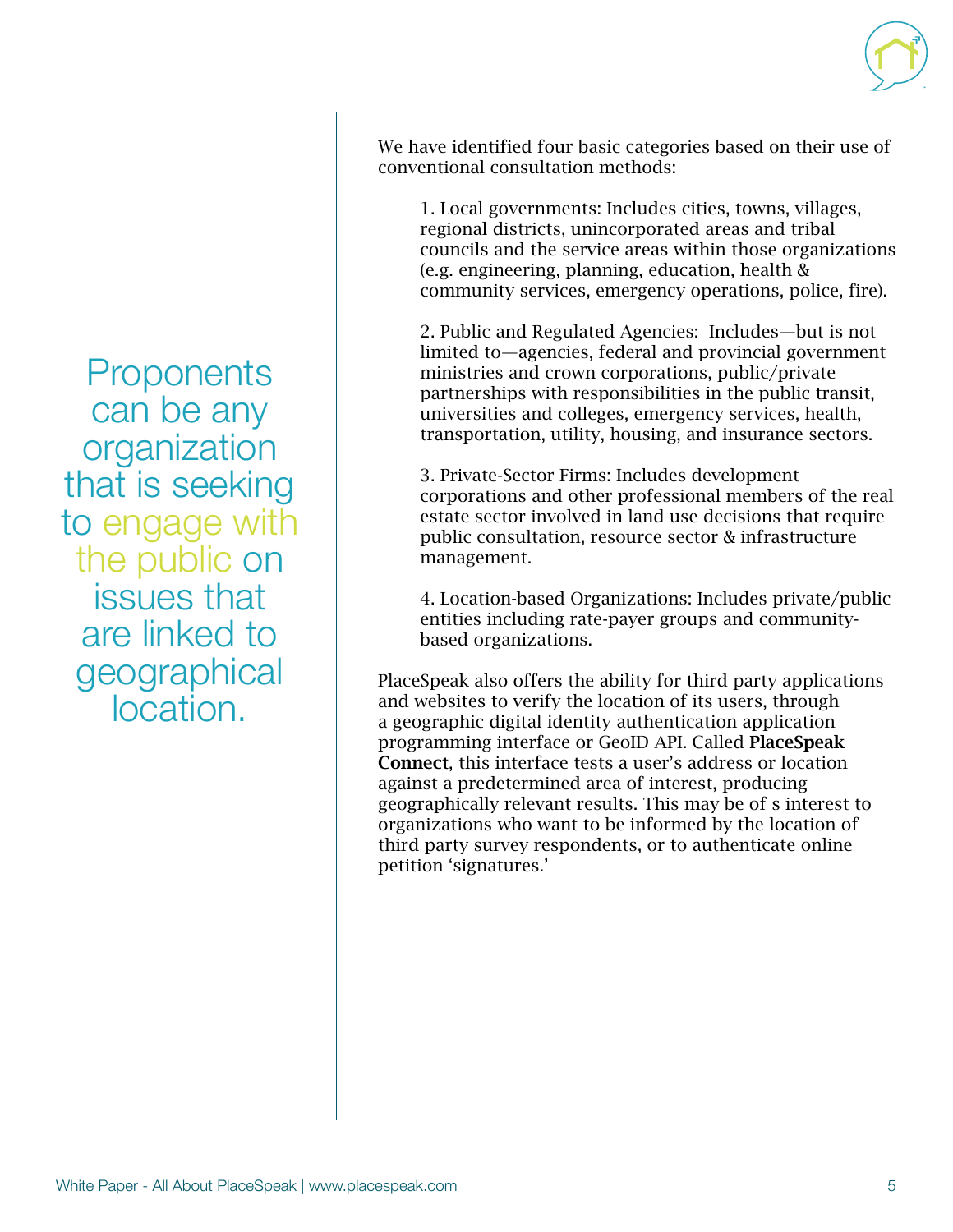Proponents can be any organization that is seeking to engage with the public on issues that are linked to geographical location.

We have identified four basic categories based on their use of conventional consultation methods:

1. Local governments: Includes cities, towns, villages, regional districts, unincorporated areas and tribal councils and the service areas within those organizations (e.g. engineering, planning, education, health & community services, emergency operations, police, fire).

2. Public and Regulated Agencies: Includes—but is not limited to—agencies, federal and provincial government ministries and crown corporations, public/private partnerships with responsibilities in the public transit, universities and colleges, emergency services, health, transportation, utility, housing, and insurance sectors.

3. Private-Sector Firms: Includes development corporations and other professional members of the real estate sector involved in land use decisions that require public consultation, resource sector & infrastructure management.

4. Location-based Organizations: Includes private/public entities including rate-payer groups and community-based organizations.

PlaceSpeak also offers the ability for third party applications and websites to verify the location of its users, through a geographic digital identity authentication application programming interface or GeoID API. Called **PlaceSpeak Connect**, this interface tests a user's address or location against a predetermined area of interest, producing geographically relevant results. This may be of s interest to organizations who want to be informed by the location of third party survey respondents, or to authenticate online petition 'signatures.'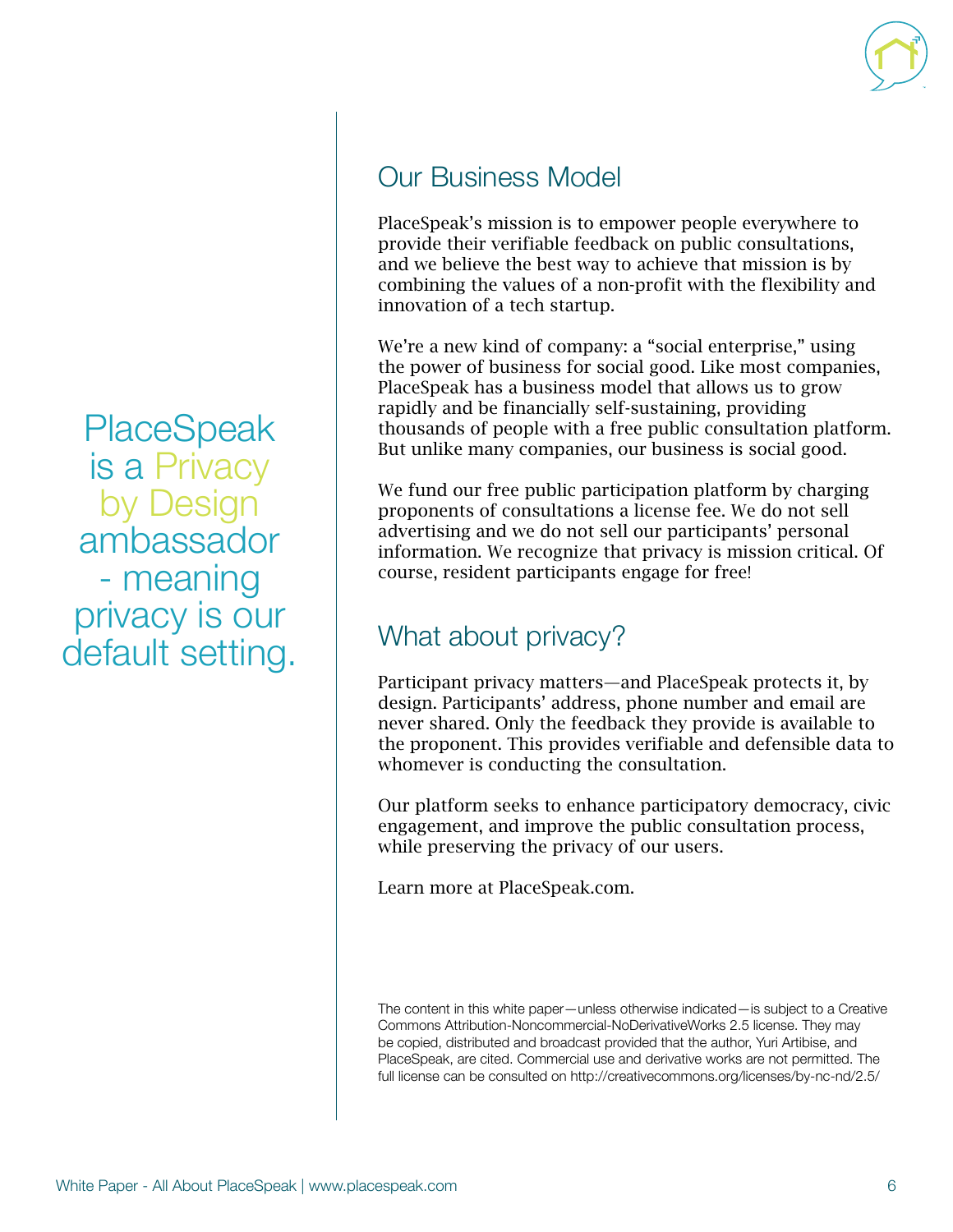PlaceSpeak is a Privacy by Design ambassador - meaning privacy is our default setting.

## Our Business Model

PlaceSpeak's mission is to empower people everywhere to provide their verifiable feedback on public consultations, and we believe the best way to achieve that mission is by combining the values of a non-profit with the flexibility and innovation of a tech startup.

We're a new kind of company: a "social enterprise," using the power of business for social good. Like most companies, PlaceSpeak has a business model that allows us to grow rapidly and be financially self-sustaining, providing thousands of people with a free public consultation platform. But unlike many companies, our business is social good.

We fund our free public participation platform by charging proponents of consultations a license fee. We do not sell advertising and we do not sell our participants' personal information. We recognize that privacy is mission critical. Of course, resident participants engage for free!

## What about privacy?

Participant privacy matters—and PlaceSpeak protects it, by design. Participants' address, phone number and email are never shared. Only the feedback they provide is available to the proponent. This provides verifiable and defensible data to whomever is conducting the consultation.

Our platform seeks to enhance participatory democracy, civic engagement, and improve the public consultation process, while preserving the privacy of our users.

Learn more at PlaceSpeak.com.

The content in this white paper—unless otherwise indicated—is subject to a Creative Commons Attribution-Noncommercial-NoDerivativeWorks 2.5 license. They may be copied, distributed and broadcast provided that the author, Yuri Artibise, and PlaceSpeak, are cited. Commercial use and derivative works are not permitted. The full license can be consulted on http://creativecommons.org/licenses/by-nc-nd/2.5/